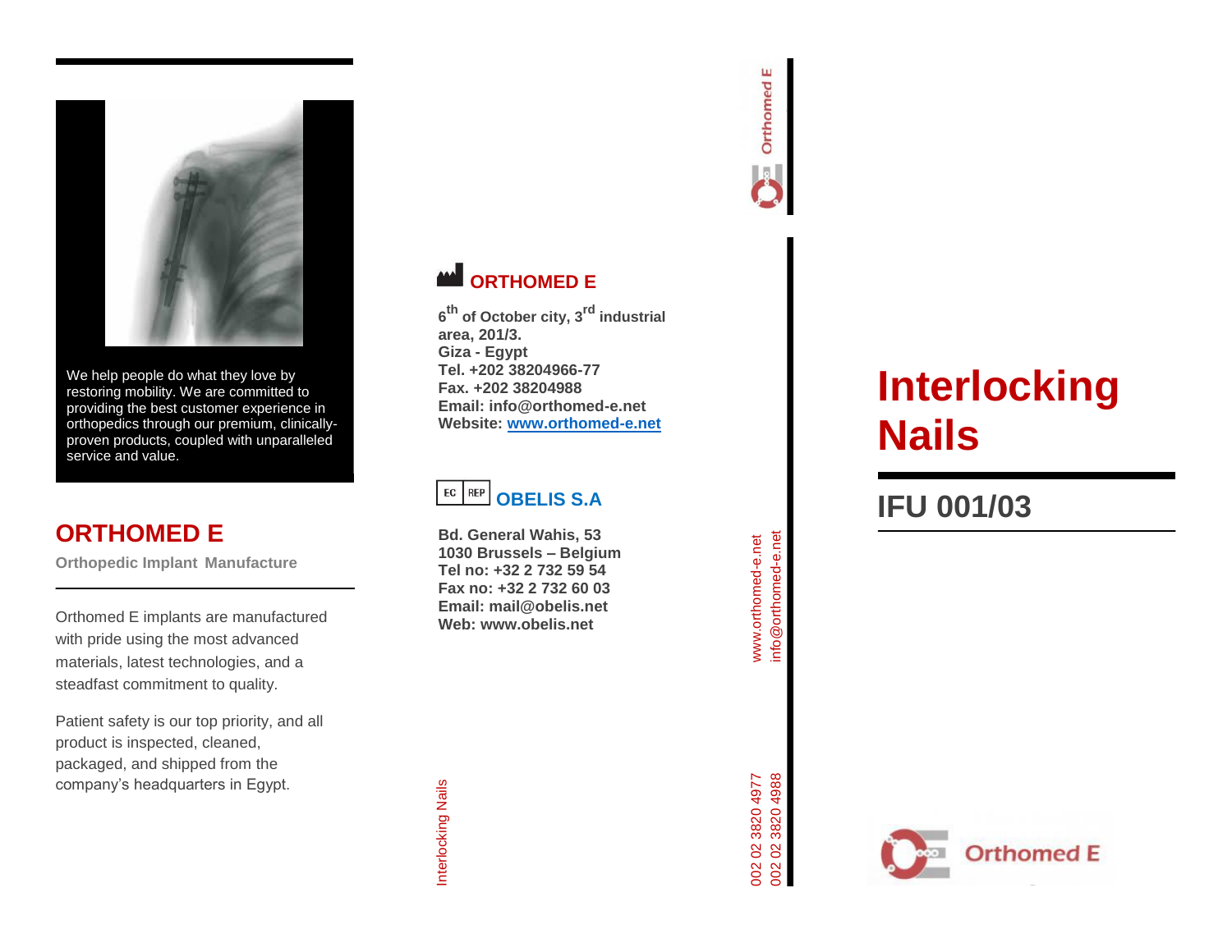We help people do what they love by restoring mobility. We are committed to providing the best customer experience in orthopedics through our premium, clinically-proven products, coupled with unparalleled service and value.

## ORTHOMED E

**Orthopedic Implant Manufacture**

Orthomed E implants are manufactured with pride using the most advanced materials, latest technologies, and a steadfast commitment to quality.

Patient safety is our top priority, and all product is inspected, cleaned, packaged, and shipped from the company's headquarters in Egypt.

### ORTHOMED E

**6th of October city, 3rd industrial area, 201/3.**
**Giza - Egypt**
**Tel. +202 38204966-77**
**Fax. +202 38204988**
**Email: info@orthomed-e.net**
**Website: www.orthomed-e.net**

### EC REP OBELIS S.A

**Bd. General Wahis, 53**
**1030 Brussels – Belgium**
**Tel no: +32 2 732 59 54**
**Fax no: +32 2 732 60 03**
**Email: mail@obelis.net**
**Web: www.obelis.net**

Interlocking Nails

Orthomed E

www.orthomed-e.net
info@orthomed-e.net

002 02 3820 4977
002 02 3820 4988

# Interlocking Nails

## IFU 001/03

Orthomed E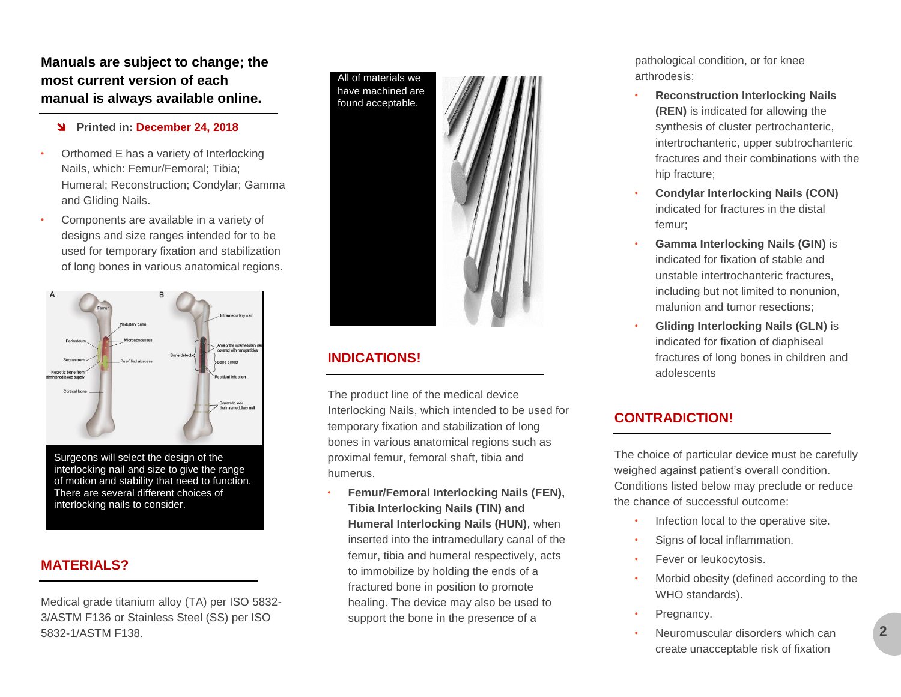**Manuals are subject to change; the most current version of each manual is always available online.**

**Printed in: December 24, 2018**

- Orthomed E has a variety of Interlocking Nails, which: Femur/Femoral; Tibia; Humeral; Reconstruction; Condylar; Gamma and Gliding Nails.
- Components are available in a variety of designs and size ranges intended for to be used for temporary fixation and stabilization of long bones in various anatomical regions.

Surgeons will select the design of the interlocking nail and size to give the range of motion and stability that need to function. There are several different choices of interlocking nails to consider.

## MATERIALS?

Medical grade titanium alloy (TA) per ISO 5832-3/ASTM F136 or Stainless Steel (SS) per ISO 5832-1/ASTM F138.

All of materials we have machined are found acceptable.

## INDICATIONS!

The product line of the medical device Interlocking Nails, which intended to be used for temporary fixation and stabilization of long bones in various anatomical regions such as proximal femur, femoral shaft, tibia and humerus.

- **Femur/Femoral Interlocking Nails (FEN), Tibia Interlocking Nails (TIN) and Humeral Interlocking Nails (HUN)**, when inserted into the intramedullary canal of the femur, tibia and humeral respectively, acts to immobilize by holding the ends of a fractured bone in position to promote healing. The device may also be used to support the bone in the presence of a pathological condition, or for knee arthrodesis;
- **Reconstruction Interlocking Nails (REN)** is indicated for allowing the synthesis of cluster pertrochanteric, intertrochanteric, upper subtrochanteric fractures and their combinations with the hip fracture;
- **Condylar Interlocking Nails (CON)** indicated for fractures in the distal femur;
- **Gamma Interlocking Nails (GIN)** is indicated for fixation of stable and unstable intertrochanteric fractures, including but not limited to nonunion, malunion and tumor resections;
- **Gliding Interlocking Nails (GLN)** is indicated for fixation of diaphyseal fractures of long bones in children and adolescents

## CONTRADICTION!

The choice of particular device must be carefully weighed against patient's overall condition. Conditions listed below may preclude or reduce the chance of successful outcome:

- Infection local to the operative site.
- Signs of local inflammation.
- Fever or leukocytosis.
- Morbid obesity (defined according to the WHO standards).
- Pregnancy.
- Neuromuscular disorders which can create unacceptable risk of fixation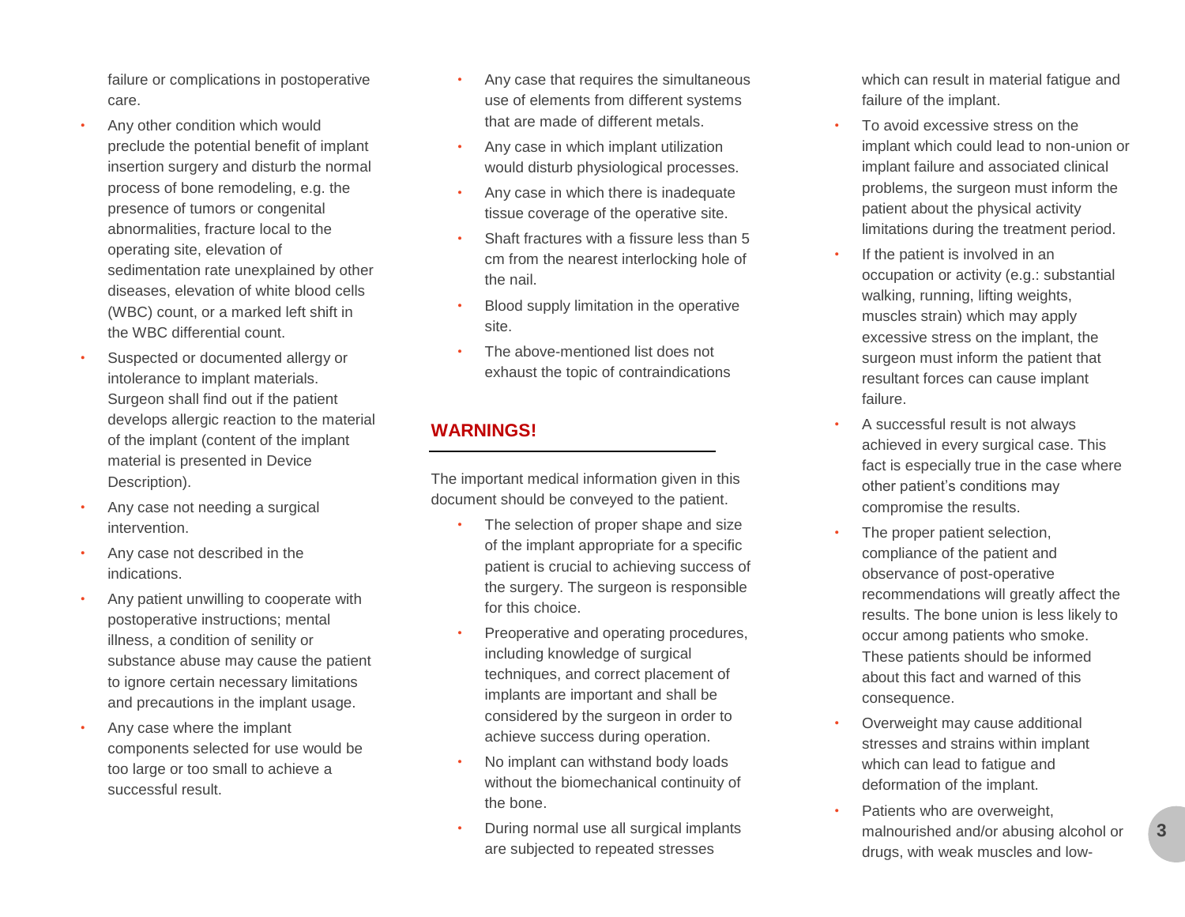failure or complications in postoperative care.

- Any other condition which would preclude the potential benefit of implant insertion surgery and disturb the normal process of bone remodeling, e.g. the presence of tumors or congenital abnormalities, fracture local to the operating site, elevation of sedimentation rate unexplained by other diseases, elevation of white blood cells (WBC) count, or a marked left shift in the WBC differential count.
- Suspected or documented allergy or intolerance to implant materials. Surgeon shall find out if the patient develops allergic reaction to the material of the implant (content of the implant material is presented in Device Description).
- Any case not needing a surgical intervention.
- Any case not described in the indications.
- Any patient unwilling to cooperate with postoperative instructions; mental illness, a condition of senility or substance abuse may cause the patient to ignore certain necessary limitations and precautions in the implant usage.
- Any case where the implant components selected for use would be too large or too small to achieve a successful result.
- Any case that requires the simultaneous use of elements from different systems that are made of different metals.
- Any case in which implant utilization would disturb physiological processes.
- Any case in which there is inadequate tissue coverage of the operative site.
- Shaft fractures with a fissure less than 5 cm from the nearest interlocking hole of the nail.
- Blood supply limitation in the operative site.
- The above-mentioned list does not exhaust the topic of contraindications

## WARNINGS!

The important medical information given in this document should be conveyed to the patient.

- The selection of proper shape and size of the implant appropriate for a specific patient is crucial to achieving success of the surgery. The surgeon is responsible for this choice.
- Preoperative and operating procedures, including knowledge of surgical techniques, and correct placement of implants are important and shall be considered by the surgeon in order to achieve success during operation.
- No implant can withstand body loads without the biomechanical continuity of the bone.
- During normal use all surgical implants are subjected to repeated stresses which can result in material fatigue and failure of the implant.
- To avoid excessive stress on the implant which could lead to non-union or implant failure and associated clinical problems, the surgeon must inform the patient about the physical activity limitations during the treatment period.
- If the patient is involved in an occupation or activity (e.g.: substantial walking, running, lifting weights, muscles strain) which may apply excessive stress on the implant, the surgeon must inform the patient that resultant forces can cause implant failure.
- A successful result is not always achieved in every surgical case. This fact is especially true in the case where other patient's conditions may compromise the results.
- The proper patient selection, compliance of the patient and observance of post-operative recommendations will greatly affect the results. The bone union is less likely to occur among patients who smoke. These patients should be informed about this fact and warned of this consequence.
- Overweight may cause additional stresses and strains within implant which can lead to fatigue and deformation of the implant.
- Patients who are overweight, malnourished and/or abusing alcohol or drugs, with weak muscles and low-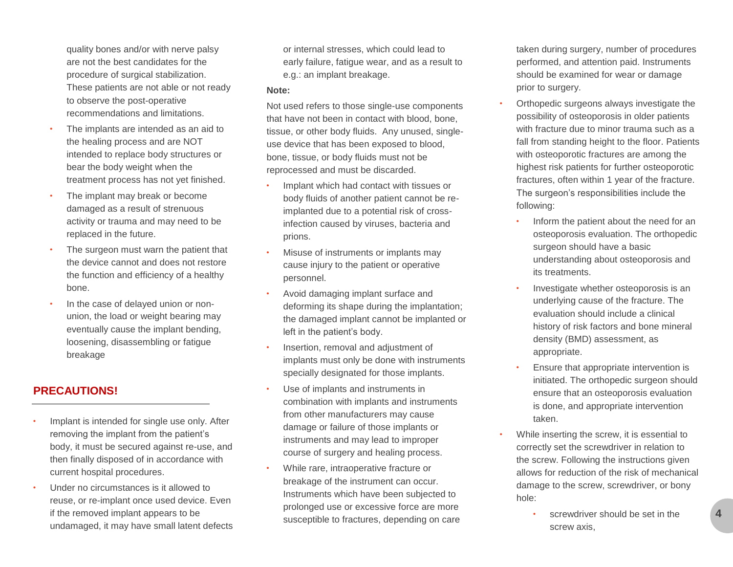quality bones and/or with nerve palsy are not the best candidates for the procedure of surgical stabilization. These patients are not able or not ready to observe the post-operative recommendations and limitations.

- The implants are intended as an aid to the healing process and are NOT intended to replace body structures or bear the body weight when the treatment process has not yet finished.
- The implant may break or become damaged as a result of strenuous activity or trauma and may need to be replaced in the future.
- The surgeon must warn the patient that the device cannot and does not restore the function and efficiency of a healthy bone.
- In the case of delayed union or non-union, the load or weight bearing may eventually cause the implant bending, loosening, disassembling or fatigue breakage

## PRECAUTIONS!

- Implant is intended for single use only. After removing the implant from the patient's body, it must be secured against re-use, and then finally disposed of in accordance with current hospital procedures.
- Under no circumstances is it allowed to reuse, or re-implant once used device. Even if the removed implant appears to be undamaged, it may have small latent defects or internal stresses, which could lead to early failure, fatigue wear, and as a result to e.g.: an implant breakage.

**Note:**

Not used refers to those single-use components that have not been in contact with blood, bone, tissue, or other body fluids. Any unused, single-use device that has been exposed to blood, bone, tissue, or body fluids must not be reprocessed and must be discarded.

- Implant which had contact with tissues or body fluids of another patient cannot be re-implanted due to a potential risk of cross-infection caused by viruses, bacteria and prions.
- Misuse of instruments or implants may cause injury to the patient or operative personnel.
- Avoid damaging implant surface and deforming its shape during the implantation; the damaged implant cannot be implanted or left in the patient's body.
- Insertion, removal and adjustment of implants must only be done with instruments specially designated for those implants.
- Use of implants and instruments in combination with implants and instruments from other manufacturers may cause damage or failure of those implants or instruments and may lead to improper course of surgery and healing process.
- While rare, intraoperative fracture or breakage of the instrument can occur. Instruments which have been subjected to prolonged use or excessive force are more susceptible to fractures, depending on care taken during surgery, number of procedures performed, and attention paid. Instruments should be examined for wear or damage prior to surgery.
- Orthopedic surgeons always investigate the possibility of osteoporosis in older patients with fracture due to minor trauma such as a fall from standing height to the floor. Patients with osteoporotic fractures are among the highest risk patients for further osteoporotic fractures, often within 1 year of the fracture. The surgeon's responsibilities include the following:
  - Inform the patient about the need for an osteoporosis evaluation. The orthopedic surgeon should have a basic understanding about osteoporosis and its treatments.
  - Investigate whether osteoporosis is an underlying cause of the fracture. The evaluation should include a clinical history of risk factors and bone mineral density (BMD) assessment, as appropriate.
  - Ensure that appropriate intervention is initiated. The orthopedic surgeon should ensure that an osteoporosis evaluation is done, and appropriate intervention taken.
- While inserting the screw, it is essential to correctly set the screwdriver in relation to the screw. Following the instructions given allows for reduction of the risk of mechanical damage to the screw, screwdriver, or bony hole:
  - screwdriver should be set in the screw axis,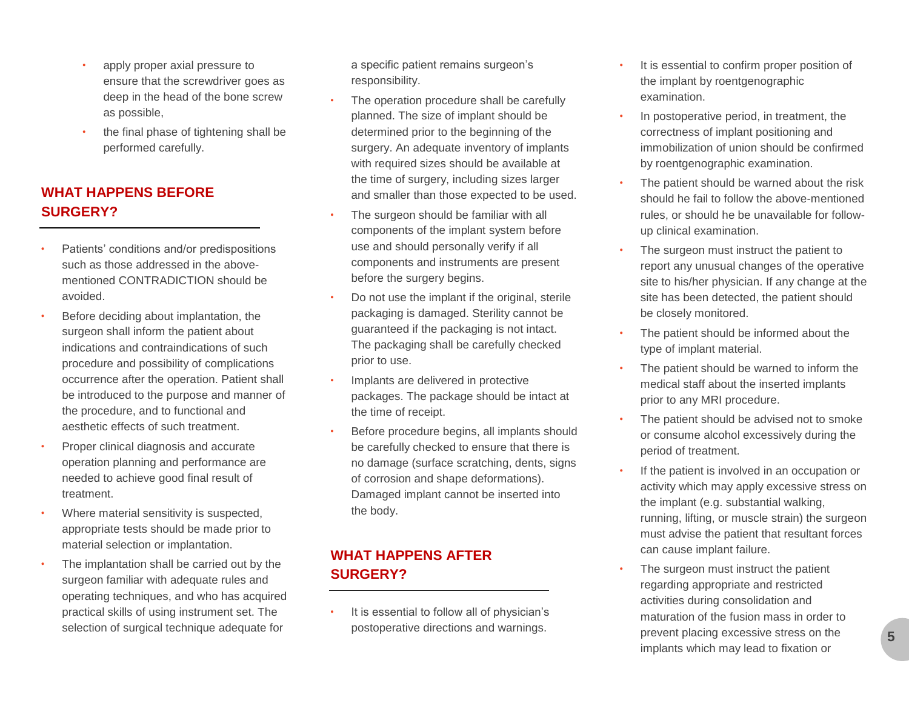- apply proper axial pressure to ensure that the screwdriver goes as deep in the head of the bone screw as possible,
- the final phase of tightening shall be performed carefully.

## WHAT HAPPENS BEFORE SURGERY?

- Patients' conditions and/or predispositions such as those addressed in the above-mentioned CONTRADICTION should be avoided.
- Before deciding about implantation, the surgeon shall inform the patient about indications and contraindications of such procedure and possibility of complications occurrence after the operation. Patient shall be introduced to the purpose and manner of the procedure, and to functional and aesthetic effects of such treatment.
- Proper clinical diagnosis and accurate operation planning and performance are needed to achieve good final result of treatment.
- Where material sensitivity is suspected, appropriate tests should be made prior to material selection or implantation.
- The implantation shall be carried out by the surgeon familiar with adequate rules and operating techniques, and who has acquired practical skills of using instrument set. The selection of surgical technique adequate for a specific patient remains surgeon's responsibility.
- The operation procedure shall be carefully planned. The size of implant should be determined prior to the beginning of the surgery. An adequate inventory of implants with required sizes should be available at the time of surgery, including sizes larger and smaller than those expected to be used.
- The surgeon should be familiar with all components of the implant system before use and should personally verify if all components and instruments are present before the surgery begins.
- Do not use the implant if the original, sterile packaging is damaged. Sterility cannot be guaranteed if the packaging is not intact. The packaging shall be carefully checked prior to use.
- Implants are delivered in protective packages. The package should be intact at the time of receipt.
- Before procedure begins, all implants should be carefully checked to ensure that there is no damage (surface scratching, dents, signs of corrosion and shape deformations). Damaged implant cannot be inserted into the body.

## WHAT HAPPENS AFTER SURGERY?

- It is essential to follow all of physician's postoperative directions and warnings.
- It is essential to confirm proper position of the implant by roentgenographic examination.
- In postoperative period, in treatment, the correctness of implant positioning and immobilization of union should be confirmed by roentgenographic examination.
- The patient should be warned about the risk should he fail to follow the above-mentioned rules, or should he be unavailable for follow-up clinical examination.
- The surgeon must instruct the patient to report any unusual changes of the operative site to his/her physician. If any change at the site has been detected, the patient should be closely monitored.
- The patient should be informed about the type of implant material.
- The patient should be warned to inform the medical staff about the inserted implants prior to any MRI procedure.
- The patient should be advised not to smoke or consume alcohol excessively during the period of treatment.
- If the patient is involved in an occupation or activity which may apply excessive stress on the implant (e.g. substantial walking, running, lifting, or muscle strain) the surgeon must advise the patient that resultant forces can cause implant failure.
- The surgeon must instruct the patient regarding appropriate and restricted activities during consolidation and maturation of the fusion mass in order to prevent placing excessive stress on the implants which may lead to fixation or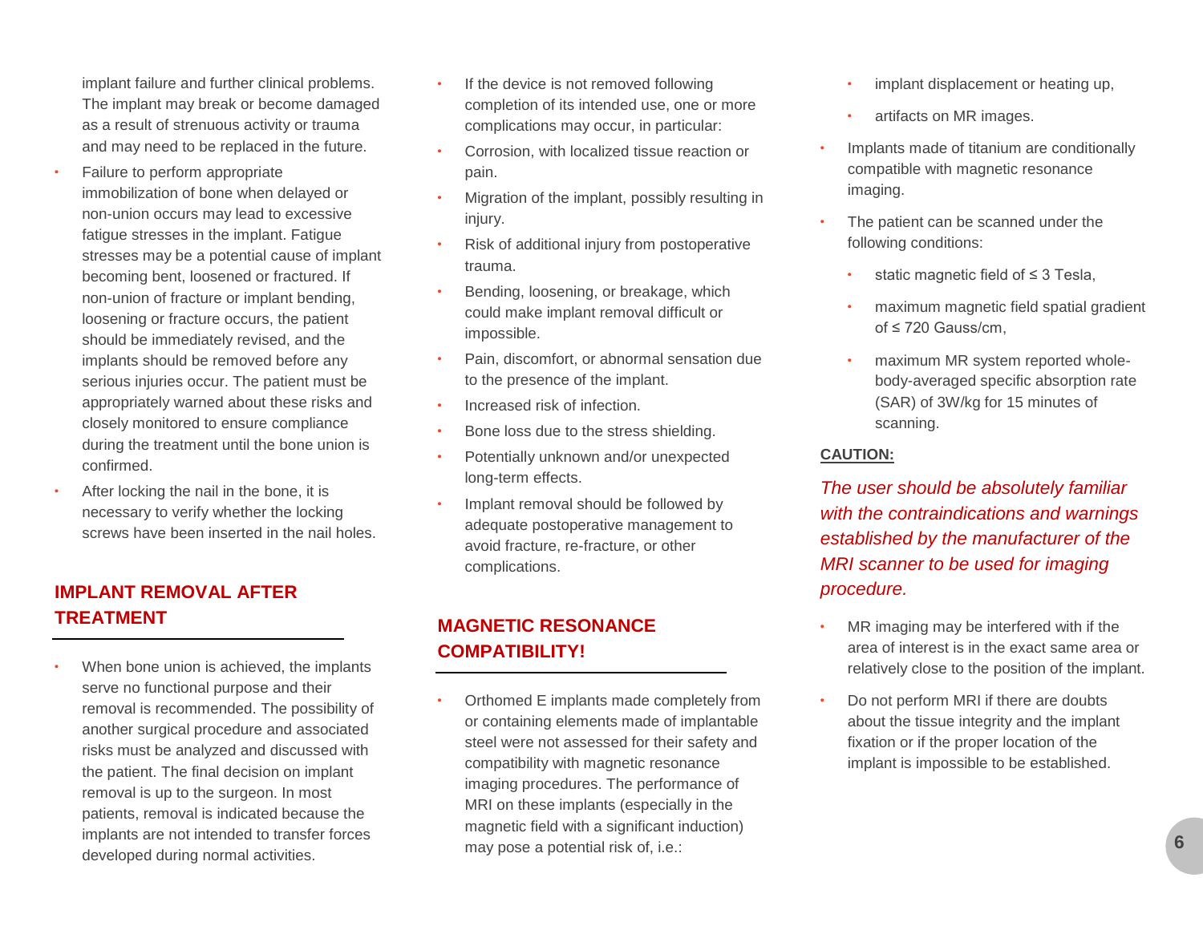implant failure and further clinical problems. The implant may break or become damaged as a result of strenuous activity or trauma and may need to be replaced in the future.

- Failure to perform appropriate immobilization of bone when delayed or non-union occurs may lead to excessive fatigue stresses in the implant. Fatigue stresses may be a potential cause of implant becoming bent, loosened or fractured. If non-union of fracture or implant bending, loosening or fracture occurs, the patient should be immediately revised, and the implants should be removed before any serious injuries occur. The patient must be appropriately warned about these risks and closely monitored to ensure compliance during the treatment until the bone union is confirmed.
- After locking the nail in the bone, it is necessary to verify whether the locking screws have been inserted in the nail holes.

## IMPLANT REMOVAL AFTER TREATMENT

- When bone union is achieved, the implants serve no functional purpose and their removal is recommended. The possibility of another surgical procedure and associated risks must be analyzed and discussed with the patient. The final decision on implant removal is up to the surgeon. In most patients, removal is indicated because the implants are not intended to transfer forces developed during normal activities.
- If the device is not removed following completion of its intended use, one or more complications may occur, in particular:
- Corrosion, with localized tissue reaction or pain.
- Migration of the implant, possibly resulting in injury.
- Risk of additional injury from postoperative trauma.
- Bending, loosening, or breakage, which could make implant removal difficult or impossible.
- Pain, discomfort, or abnormal sensation due to the presence of the implant.
- Increased risk of infection.
- Bone loss due to the stress shielding.
- Potentially unknown and/or unexpected long-term effects.
- Implant removal should be followed by adequate postoperative management to avoid fracture, re-fracture, or other complications.

## MAGNETIC RESONANCE COMPATIBILITY!

- Orthomed E implants made completely from or containing elements made of implantable steel were not assessed for their safety and compatibility with magnetic resonance imaging procedures. The performance of MRI on these implants (especially in the magnetic field with a significant induction) may pose a potential risk of, i.e.:
  - implant displacement or heating up,
  - artifacts on MR images.
- Implants made of titanium are conditionally compatible with magnetic resonance imaging.
- The patient can be scanned under the following conditions:
  - static magnetic field of ≤ 3 Tesla,
  - maximum magnetic field spatial gradient of ≤ 720 Gauss/cm,
  - maximum MR system reported whole-body-averaged specific absorption rate (SAR) of 3W/kg for 15 minutes of scanning.

**CAUTION:**

*The user should be absolutely familiar with the contraindications and warnings established by the manufacturer of the MRI scanner to be used for imaging procedure.*

- MR imaging may be interfered with if the area of interest is in the exact same area or relatively close to the position of the implant.
- Do not perform MRI if there are doubts about the tissue integrity and the implant fixation or if the proper location of the implant is impossible to be established.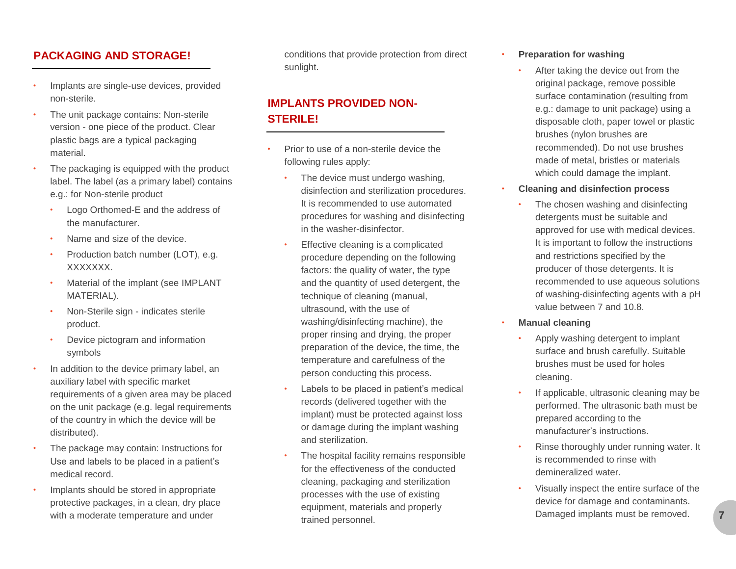## PACKAGING AND STORAGE!

- Implants are single-use devices, provided non-sterile.
- The unit package contains: Non-sterile version - one piece of the product. Clear plastic bags are a typical packaging material.
- The packaging is equipped with the product label. The label (as a primary label) contains e.g.: for Non-sterile product
  - Logo Orthomed-E and the address of the manufacturer.
  - Name and size of the device.
  - Production batch number (LOT), e.g. XXXXXXX.
  - Material of the implant (see IMPLANT MATERIAL).
  - Non-Sterile sign - indicates sterile product.
  - Device pictogram and information symbols
- In addition to the device primary label, an auxiliary label with specific market requirements of a given area may be placed on the unit package (e.g. legal requirements of the country in which the device will be distributed).
- The package may contain: Instructions for Use and labels to be placed in a patient's medical record.
- Implants should be stored in appropriate protective packages, in a clean, dry place with a moderate temperature and under conditions that provide protection from direct sunlight.

## IMPLANTS PROVIDED NON-STERILE!

- Prior to use of a non-sterile device the following rules apply:
  - The device must undergo washing, disinfection and sterilization procedures. It is recommended to use automated procedures for washing and disinfecting in the washer-disinfector.
  - Effective cleaning is a complicated procedure depending on the following factors: the quality of water, the type and the quantity of used detergent, the technique of cleaning (manual, ultrasound, with the use of washing/disinfecting machine), the proper rinsing and drying, the proper preparation of the device, the time, the temperature and carefulness of the person conducting this process.
  - Labels to be placed in patient's medical records (delivered together with the implant) must be protected against loss or damage during the implant washing and sterilization.
  - The hospital facility remains responsible for the effectiveness of the conducted cleaning, packaging and sterilization processes with the use of existing equipment, materials and properly trained personnel.
- **Preparation for washing**
  - After taking the device out from the original package, remove possible surface contamination (resulting from e.g.: damage to unit package) using a disposable cloth, paper towel or plastic brushes (nylon brushes are recommended). Do not use brushes made of metal, bristles or materials which could damage the implant.
- **Cleaning and disinfection process**
  - The chosen washing and disinfecting detergents must be suitable and approved for use with medical devices. It is important to follow the instructions and restrictions specified by the producer of those detergents. It is recommended to use aqueous solutions of washing-disinfecting agents with a pH value between 7 and 10.8.
- **Manual cleaning**
  - Apply washing detergent to implant surface and brush carefully. Suitable brushes must be used for holes cleaning.
  - If applicable, ultrasonic cleaning may be performed. The ultrasonic bath must be prepared according to the manufacturer's instructions.
  - Rinse thoroughly under running water. It is recommended to rinse with demineralized water.
  - Visually inspect the entire surface of the device for damage and contaminants. Damaged implants must be removed.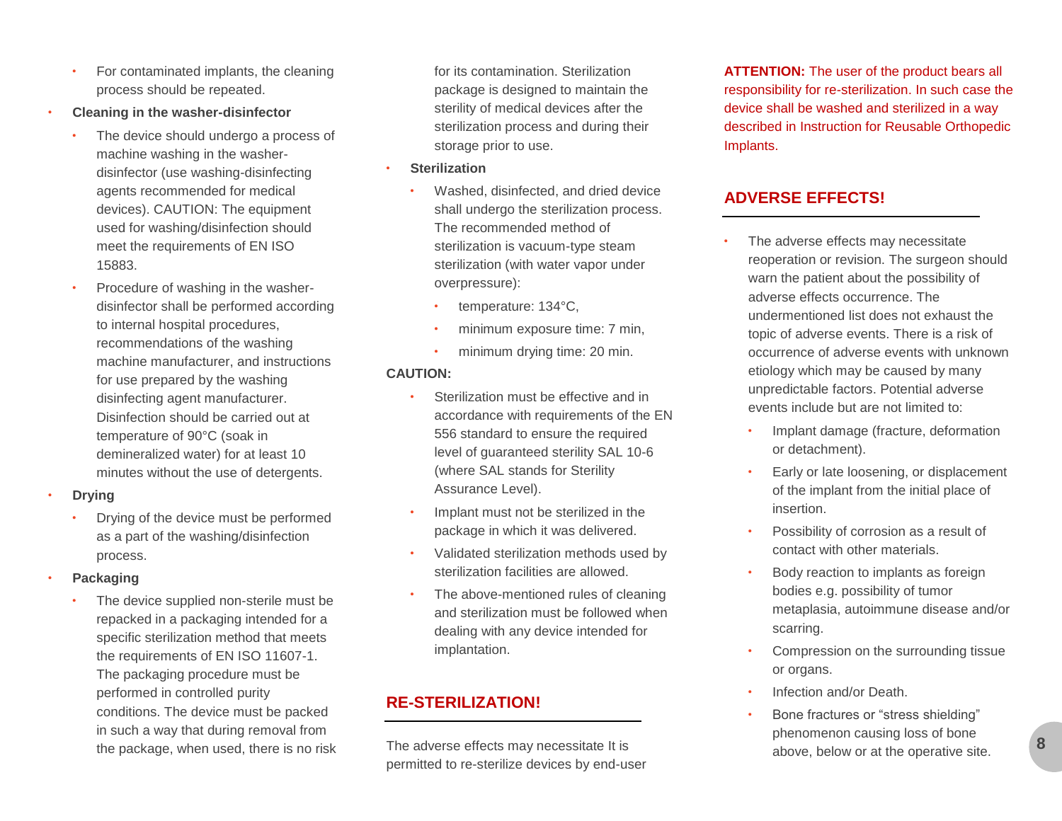- For contaminated implants, the cleaning process should be repeated.

- **Cleaning in the washer-disinfector**
  - The device should undergo a process of machine washing in the washer-disinfector (use washing-disinfecting agents recommended for medical devices). CAUTION: The equipment used for washing/disinfection should meet the requirements of EN ISO 15883.
  - Procedure of washing in the washer-disinfector shall be performed according to internal hospital procedures, recommendations of the washing machine manufacturer, and instructions for use prepared by the washing disinfecting agent manufacturer. Disinfection should be carried out at temperature of 90°C (soak in demineralized water) for at least 10 minutes without the use of detergents.
- **Drying**
  - Drying of the device must be performed as a part of the washing/disinfection process.
- **Packaging**
  - The device supplied non-sterile must be repacked in a packaging intended for a specific sterilization method that meets the requirements of EN ISO 11607-1. The packaging procedure must be performed in controlled purity conditions. The device must be packed in such a way that during removal from the package, when used, there is no risk for its contamination. Sterilization package is designed to maintain the sterility of medical devices after the sterilization process and during their storage prior to use.
- **Sterilization**
  - Washed, disinfected, and dried device shall undergo the sterilization process. The recommended method of sterilization is vacuum-type steam sterilization (with water vapor under overpressure):
    - temperature: 134°C,
    - minimum exposure time: 7 min,
    - minimum drying time: 20 min.

**CAUTION:**

- Sterilization must be effective and in accordance with requirements of the EN 556 standard to ensure the required level of guaranteed sterility SAL 10-6 (where SAL stands for Sterility Assurance Level).
- Implant must not be sterilized in the package in which it was delivered.
- Validated sterilization methods used by sterilization facilities are allowed.
- The above-mentioned rules of cleaning and sterilization must be followed when dealing with any device intended for implantation.

## RE-STERILIZATION!

The adverse effects may necessitate It is permitted to re-sterilize devices by end-user

**ATTENTION:** The user of the product bears all responsibility for re-sterilization. In such case the device shall be washed and sterilized in a way described in Instruction for Reusable Orthopedic Implants.

## ADVERSE EFFECTS!

- The adverse effects may necessitate reoperation or revision. The surgeon should warn the patient about the possibility of adverse effects occurrence. The undermentioned list does not exhaust the topic of adverse events. There is a risk of occurrence of adverse events with unknown etiology which may be caused by many unpredictable factors. Potential adverse events include but are not limited to:
  - Implant damage (fracture, deformation or detachment).
  - Early or late loosening, or displacement of the implant from the initial place of insertion.
  - Possibility of corrosion as a result of contact with other materials.
  - Body reaction to implants as foreign bodies e.g. possibility of tumor metaplasia, autoimmune disease and/or scarring.
  - Compression on the surrounding tissue or organs.
  - Infection and/or Death.
  - Bone fractures or “stress shielding” phenomenon causing loss of bone above, below or at the operative site.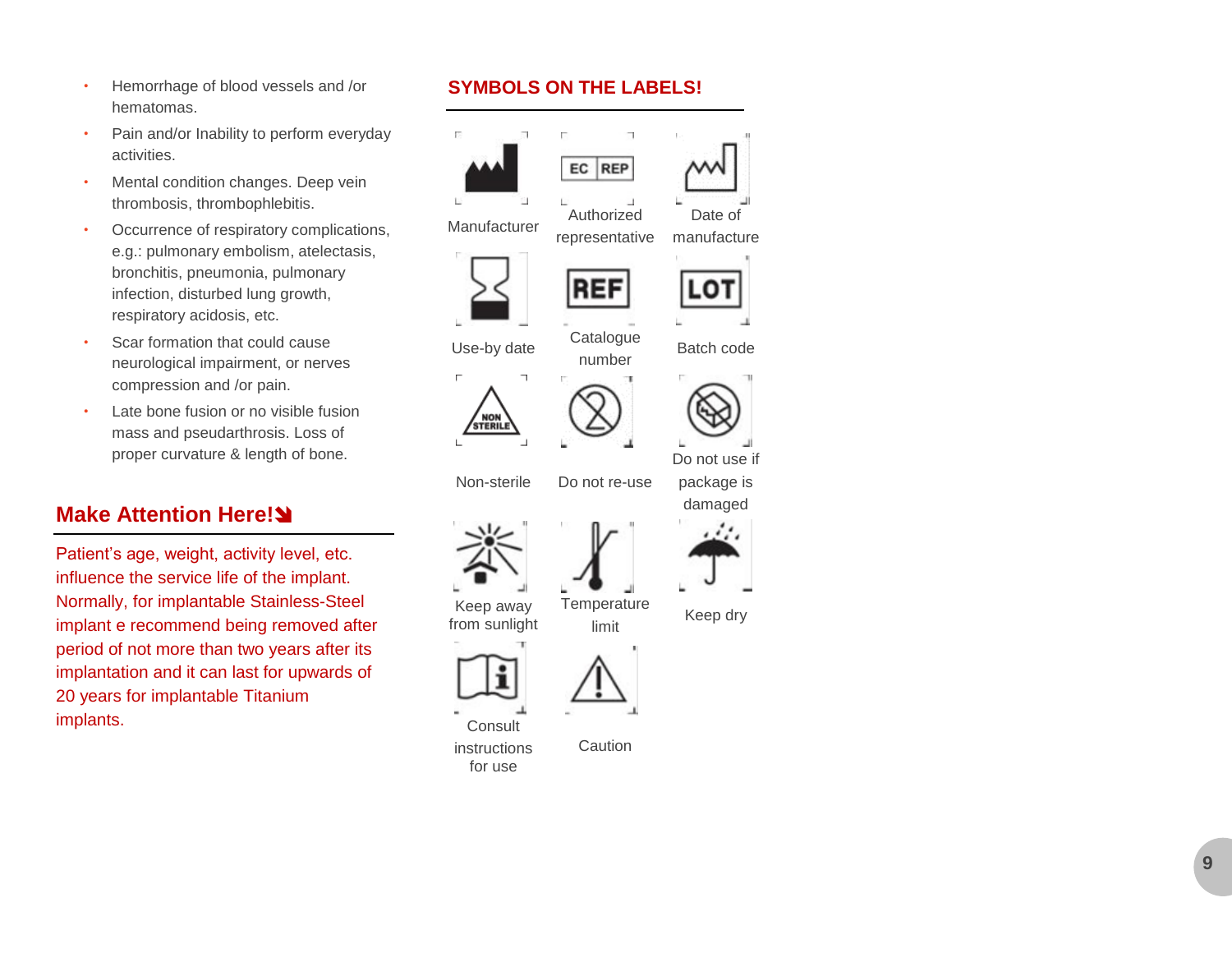- Hemorrhage of blood vessels and /or hematomas.
- Pain and/or Inability to perform everyday activities.
- Mental condition changes. Deep vein thrombosis, thrombophlebitis.
- Occurrence of respiratory complications, e.g.: pulmonary embolism, atelectasis, bronchitis, pneumonia, pulmonary infection, disturbed lung growth, respiratory acidosis, etc.
- Scar formation that could cause neurological impairment, or nerves compression and /or pain.
- Late bone fusion or no visible fusion mass and pseudarthrosis. Loss of proper curvature & length of bone.

## Make Attention Here!

Patient's age, weight, activity level, etc. influence the service life of the implant. Normally, for implantable Stainless-Steel implant e recommend being removed after period of not more than two years after its implantation and it can last for upwards of 20 years for implantable Titanium implants.

## SYMBOLS ON THE LABELS!

EC REP

REF

LOT

NON STERILE

Manufacturer

Authorized representative

Date of manufacture

Use-by date

Catalogue number

Batch code

Non-sterile

Do not re-use

Do not use if package is damaged

Keep away from sunlight

Temperature limit

Keep dry

Consult instructions for use

Caution